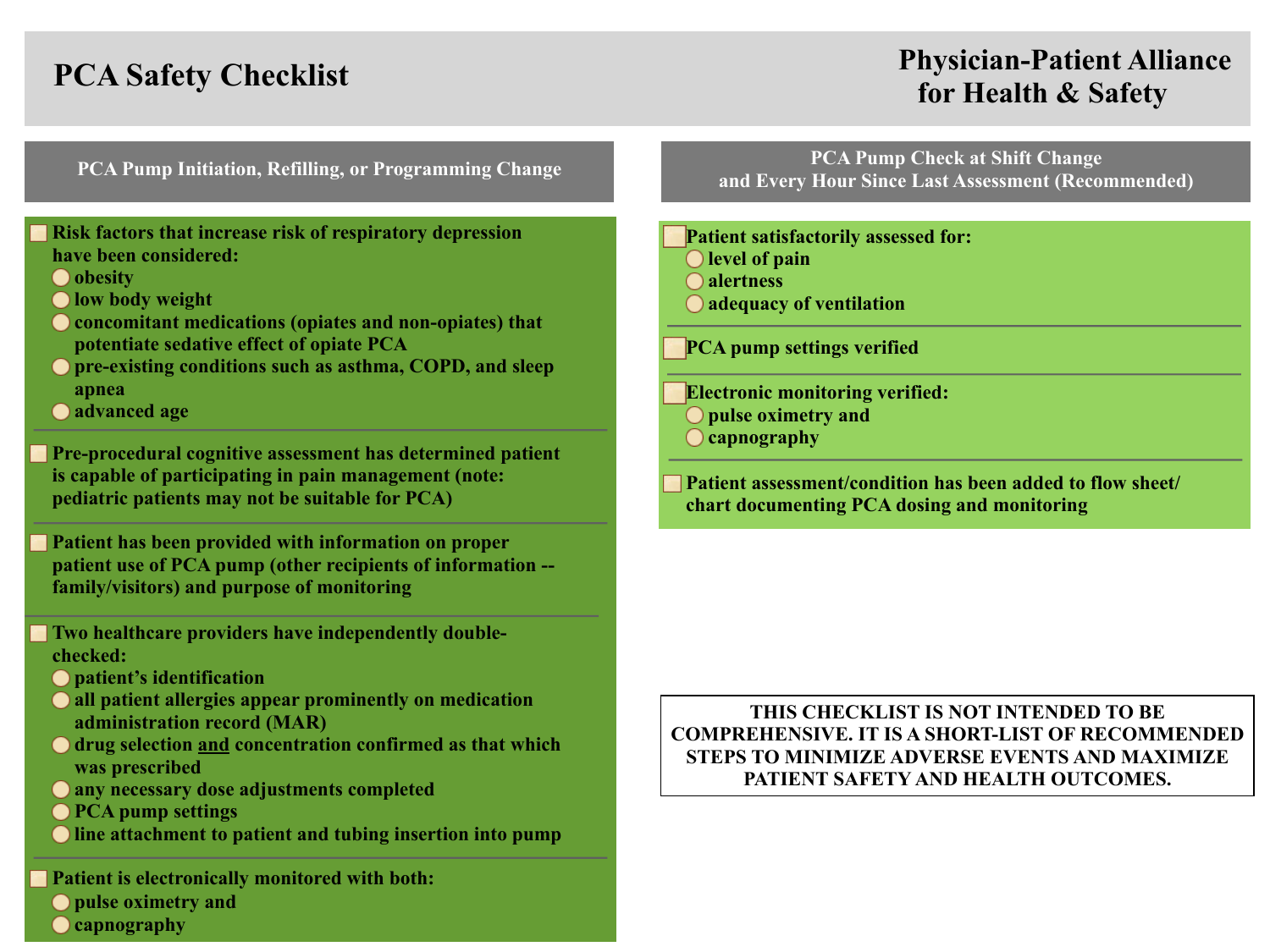# PCA Safety Checklist

**Physician-Patient Alliance for Health & Safety**

## PCA Pump Initiation, Refilling, or Programming Change

- [ ] **Risk factors that increase risk of respiratory depression have been considered:**
  - obesity
  - low body weight
  - concomitant medications (opiates and non-opiates) that potentiate sedative effect of opiate PCA
  - pre-existing conditions such as asthma, COPD, and sleep apnea
  - advanced age

- [ ] **Pre-procedural cognitive assessment has determined patient is capable of participating in pain management (note: pediatric patients may not be suitable for PCA)**

- [ ] **Patient has been provided with information on proper patient use of PCA pump (other recipients of information -- family/visitors) and purpose of monitoring**

- [ ] **Two healthcare providers have independently double-checked:**
  - patient's identification
  - all patient allergies appear prominently on medication administration record (MAR)
  - drug selection <u>and</u> concentration confirmed as that which was prescribed
  - any necessary dose adjustments completed
  - PCA pump settings
  - line attachment to patient and tubing insertion into pump

- [ ] **Patient is electronically monitored with both:**
  - pulse oximetry and
  - capnography

## PCA Pump Check at Shift Change and Every Hour Since Last Assessment (Recommended)

- [ ] **Patient satisfactorily assessed for:**
  - level of pain
  - alertness
  - adequacy of ventilation

- [ ] **PCA pump settings verified**

- [ ] **Electronic monitoring verified:**
  - pulse oximetry and
  - capnography

- [ ] **Patient assessment/condition has been added to flow sheet/ chart documenting PCA dosing and monitoring**

**THIS CHECKLIST IS NOT INTENDED TO BE COMPREHENSIVE. IT IS A SHORT-LIST OF RECOMMENDED STEPS TO MINIMIZE ADVERSE EVENTS AND MAXIMIZE PATIENT SAFETY AND HEALTH OUTCOMES.**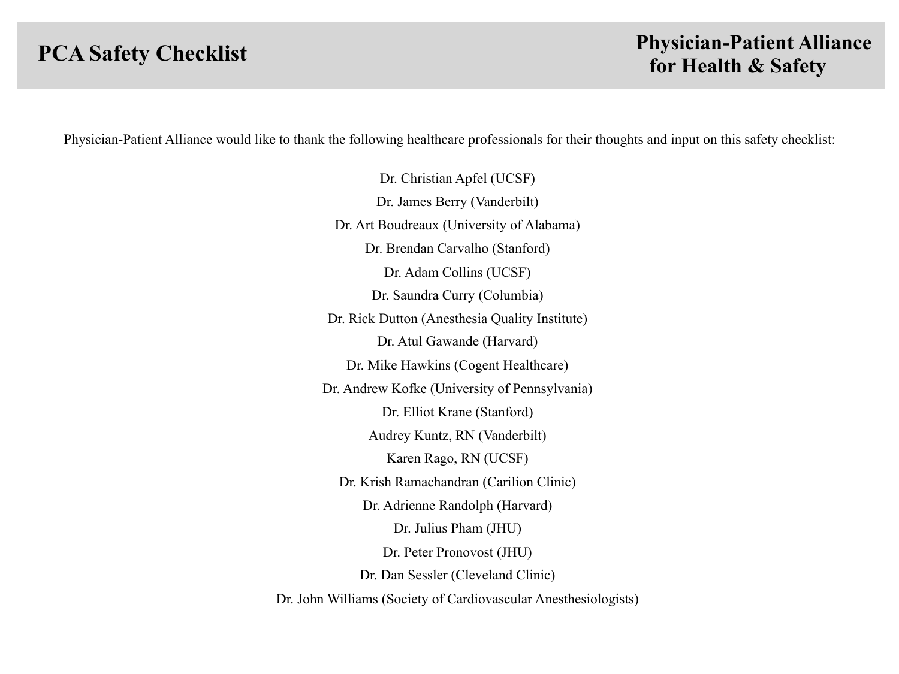# PCA Safety Checklist

**Physician-Patient Alliance for Health & Safety**

Physician-Patient Alliance would like to thank the following healthcare professionals for their thoughts and input on this safety checklist:

Dr. Christian Apfel (UCSF)
Dr. James Berry (Vanderbilt)
Dr. Art Boudreaux (University of Alabama)
Dr. Brendan Carvalho (Stanford)
Dr. Adam Collins (UCSF)
Dr. Saundra Curry (Columbia)
Dr. Rick Dutton (Anesthesia Quality Institute)
Dr. Atul Gawande (Harvard)
Dr. Mike Hawkins (Cogent Healthcare)
Dr. Andrew Kofke (University of Pennsylvania)
Dr. Elliot Krane (Stanford)
Audrey Kuntz, RN (Vanderbilt)
Karen Rago, RN (UCSF)
Dr. Krish Ramachandran (Carilion Clinic)
Dr. Adrienne Randolph (Harvard)
Dr. Julius Pham (JHU)
Dr. Peter Pronovost (JHU)
Dr. Dan Sessler (Cleveland Clinic)
Dr. John Williams (Society of Cardiovascular Anesthesiologists)